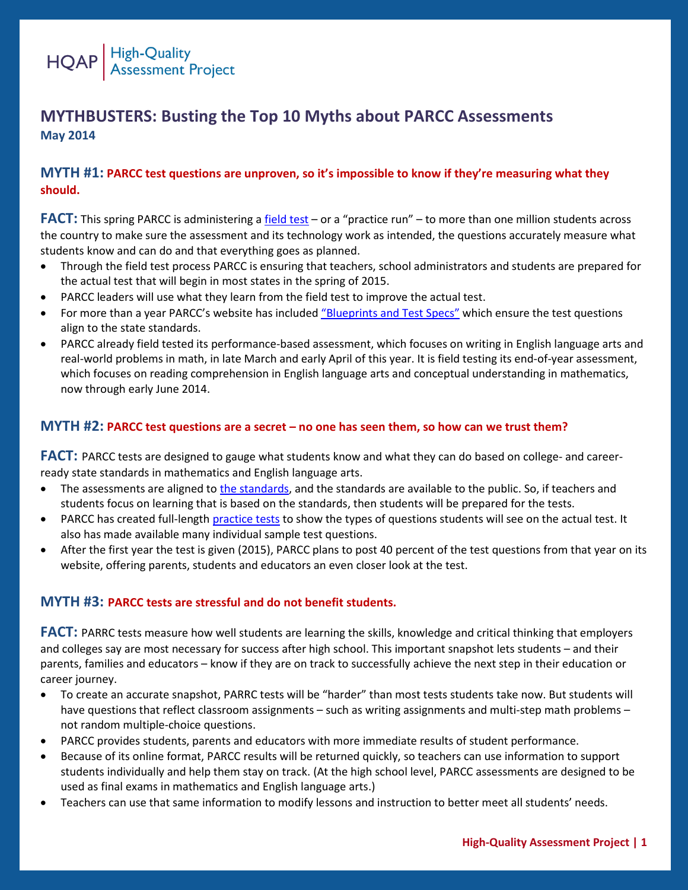HQAP | High-Quality Assessment Project

# MYTHBUSTERS: Busting the Top 10 Myths about PARCC Assessments

**May 2014**

## MYTH #1: PARCC test questions are unproven, so it's impossible to know if they're measuring what they should.

**FACT:** This spring PARCC is administering a field test – or a "practice run" – to more than one million students across the country to make sure the assessment and its technology work as intended, the questions accurately measure what students know and can do and that everything goes as planned.

- Through the field test process PARCC is ensuring that teachers, school administrators and students are prepared for the actual test that will begin in most states in the spring of 2015.
- PARCC leaders will use what they learn from the field test to improve the actual test.
- For more than a year PARCC's website has included "Blueprints and Test Specs" which ensure the test questions align to the state standards.
- PARCC already field tested its performance-based assessment, which focuses on writing in English language arts and real-world problems in math, in late March and early April of this year. It is field testing its end-of-year assessment, which focuses on reading comprehension in English language arts and conceptual understanding in mathematics, now through early June 2014.

## MYTH #2: PARCC test questions are a secret – no one has seen them, so how can we trust them?

**FACT:** PARCC tests are designed to gauge what students know and what they can do based on college- and career-ready state standards in mathematics and English language arts.

- The assessments are aligned to the standards, and the standards are available to the public. So, if teachers and students focus on learning that is based on the standards, then students will be prepared for the tests.
- PARCC has created full-length practice tests to show the types of questions students will see on the actual test. It also has made available many individual sample test questions.
- After the first year the test is given (2015), PARCC plans to post 40 percent of the test questions from that year on its website, offering parents, students and educators an even closer look at the test.

## MYTH #3: PARCC tests are stressful and do not benefit students.

**FACT:** PARRC tests measure how well students are learning the skills, knowledge and critical thinking that employers and colleges say are most necessary for success after high school. This important snapshot lets students – and their parents, families and educators – know if they are on track to successfully achieve the next step in their education or career journey.

- To create an accurate snapshot, PARRC tests will be "harder" than most tests students take now. But students will have questions that reflect classroom assignments – such as writing assignments and multi-step math problems – not random multiple-choice questions.
- PARCC provides students, parents and educators with more immediate results of student performance.
- Because of its online format, PARCC results will be returned quickly, so teachers can use information to support students individually and help them stay on track. (At the high school level, PARCC assessments are designed to be used as final exams in mathematics and English language arts.)
- Teachers can use that same information to modify lessons and instruction to better meet all students' needs.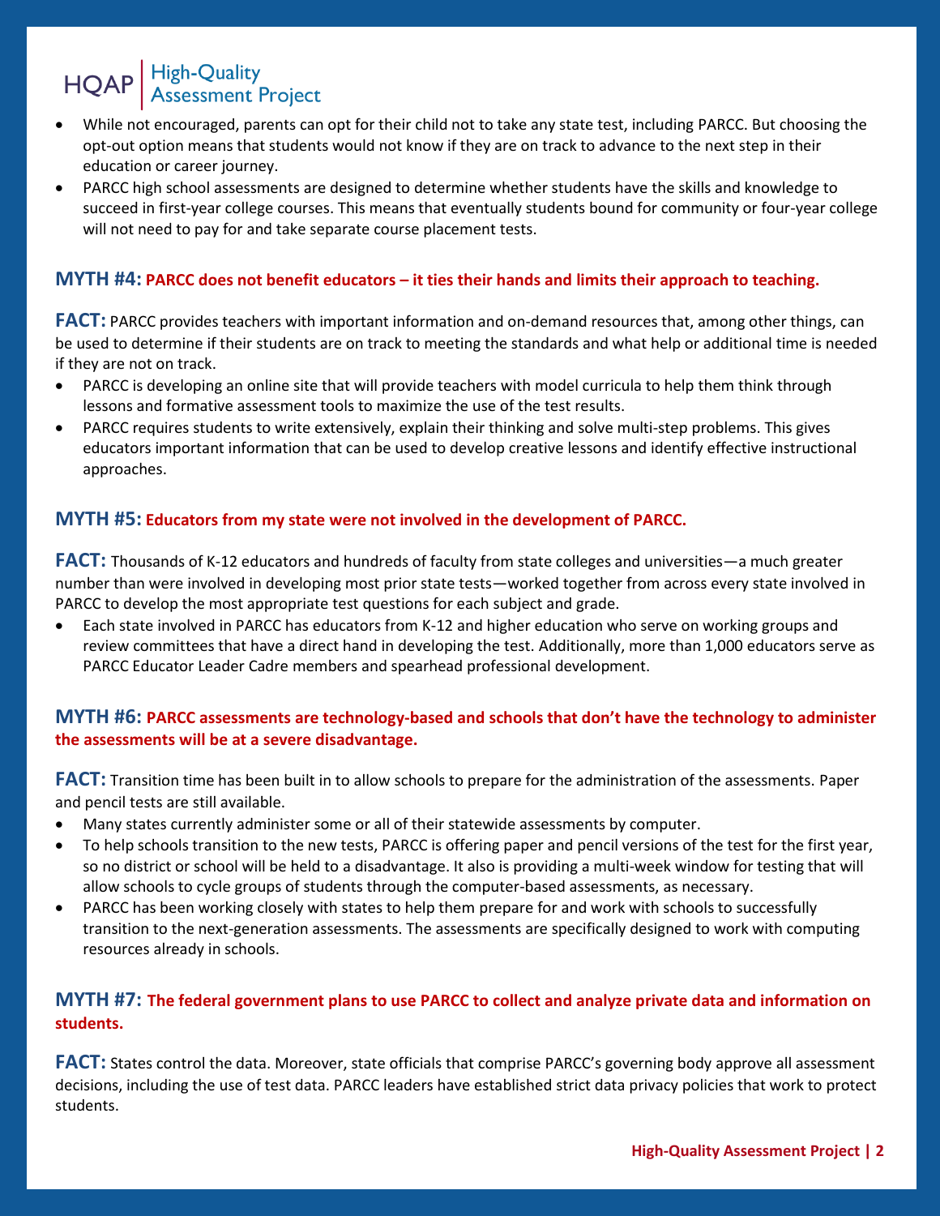- While not encouraged, parents can opt for their child not to take any state test, including PARCC. But choosing the opt-out option means that students would not know if they are on track to advance to the next step in their education or career journey.
- PARCC high school assessments are designed to determine whether students have the skills and knowledge to succeed in first-year college courses. This means that eventually students bound for community or four-year college will not need to pay for and take separate course placement tests.

### MYTH #4: PARCC does not benefit educators – it ties their hands and limits their approach to teaching.

**FACT:** PARCC provides teachers with important information and on-demand resources that, among other things, can be used to determine if their students are on track to meeting the standards and what help or additional time is needed if they are not on track.

- PARCC is developing an online site that will provide teachers with model curricula to help them think through lessons and formative assessment tools to maximize the use of the test results.
- PARCC requires students to write extensively, explain their thinking and solve multi-step problems. This gives educators important information that can be used to develop creative lessons and identify effective instructional approaches.

### MYTH #5: Educators from my state were not involved in the development of PARCC.

**FACT:** Thousands of K-12 educators and hundreds of faculty from state colleges and universities—a much greater number than were involved in developing most prior state tests—worked together from across every state involved in PARCC to develop the most appropriate test questions for each subject and grade.

- Each state involved in PARCC has educators from K-12 and higher education who serve on working groups and review committees that have a direct hand in developing the test. Additionally, more than 1,000 educators serve as PARCC Educator Leader Cadre members and spearhead professional development.

### MYTH #6: PARCC assessments are technology-based and schools that don't have the technology to administer the assessments will be at a severe disadvantage.

**FACT:** Transition time has been built in to allow schools to prepare for the administration of the assessments. Paper and pencil tests are still available.

- Many states currently administer some or all of their statewide assessments by computer.
- To help schools transition to the new tests, PARCC is offering paper and pencil versions of the test for the first year, so no district or school will be held to a disadvantage. It also is providing a multi-week window for testing that will allow schools to cycle groups of students through the computer-based assessments, as necessary.
- PARCC has been working closely with states to help them prepare for and work with schools to successfully transition to the next-generation assessments. The assessments are specifically designed to work with computing resources already in schools.

### MYTH #7: The federal government plans to use PARCC to collect and analyze private data and information on students.

**FACT:** States control the data. Moreover, state officials that comprise PARCC's governing body approve all assessment decisions, including the use of test data. PARCC leaders have established strict data privacy policies that work to protect students.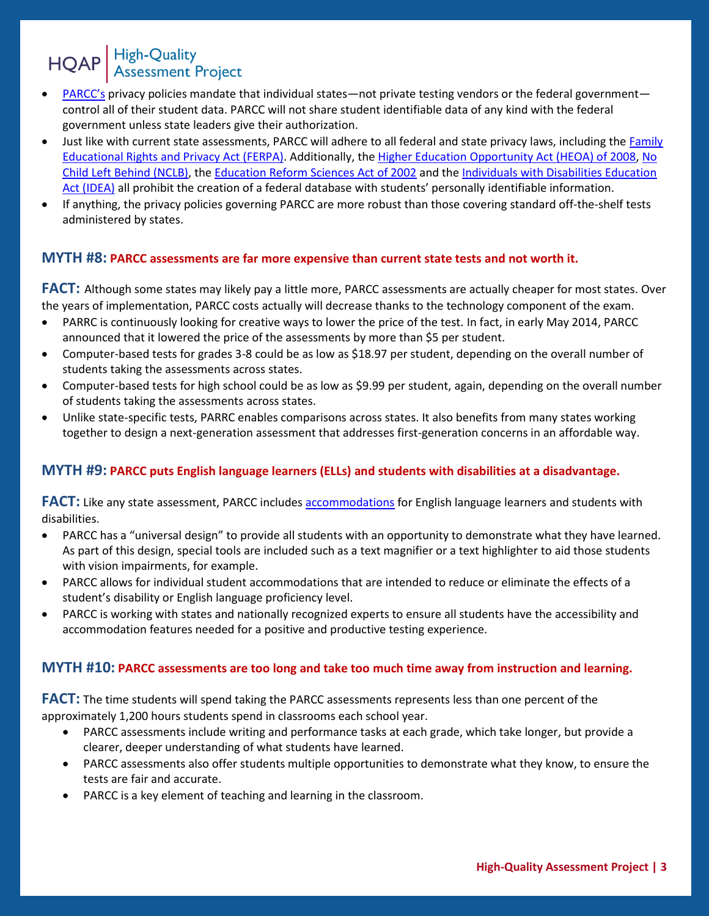- PARCC's privacy policies mandate that individual states—not private testing vendors or the federal government—control all of their student data. PARCC will not share student identifiable data of any kind with the federal government unless state leaders give their authorization.
- Just like with current state assessments, PARCC will adhere to all federal and state privacy laws, including the Family Educational Rights and Privacy Act (FERPA). Additionally, the Higher Education Opportunity Act (HEOA) of 2008, No Child Left Behind (NCLB), the Education Reform Sciences Act of 2002 and the Individuals with Disabilities Education Act (IDEA) all prohibit the creation of a federal database with students' personally identifiable information.
- If anything, the privacy policies governing PARCC are more robust than those covering standard off-the-shelf tests administered by states.

## MYTH #8: PARCC assessments are far more expensive than current state tests and not worth it.

**FACT:** Although some states may likely pay a little more, PARCC assessments are actually cheaper for most states. Over the years of implementation, PARCC costs actually will decrease thanks to the technology component of the exam.

- PARCC is continuously looking for creative ways to lower the price of the test. In fact, in early May 2014, PARCC announced that it lowered the price of the assessments by more than $5 per student.
- Computer-based tests for grades 3-8 could be as low as $18.97 per student, depending on the overall number of students taking the assessments across states.
- Computer-based tests for high school could be as low as $9.99 per student, again, depending on the overall number of students taking the assessments across states.
- Unlike state-specific tests, PARCC enables comparisons across states. It also benefits from many states working together to design a next-generation assessment that addresses first-generation concerns in an affordable way.

## MYTH #9: PARCC puts English language learners (ELLs) and students with disabilities at a disadvantage.

**FACT:** Like any state assessment, PARCC includes accommodations for English language learners and students with disabilities.

- PARCC has a "universal design" to provide all students with an opportunity to demonstrate what they have learned. As part of this design, special tools are included such as a text magnifier or a text highlighter to aid those students with vision impairments, for example.
- PARCC allows for individual student accommodations that are intended to reduce or eliminate the effects of a student's disability or English language proficiency level.
- PARCC is working with states and nationally recognized experts to ensure all students have the accessibility and accommodation features needed for a positive and productive testing experience.

## MYTH #10: PARCC assessments are too long and take too much time away from instruction and learning.

**FACT:** The time students will spend taking the PARCC assessments represents less than one percent of the approximately 1,200 hours students spend in classrooms each school year.

- PARCC assessments include writing and performance tasks at each grade, which take longer, but provide a clearer, deeper understanding of what students have learned.
- PARCC assessments also offer students multiple opportunities to demonstrate what they know, to ensure the tests are fair and accurate.
- PARCC is a key element of teaching and learning in the classroom.